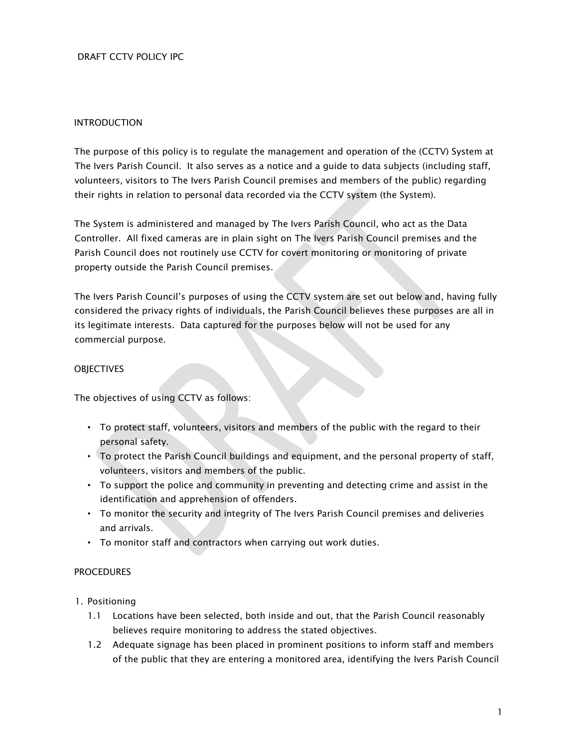DRAFT CCTV POLICY IPC

## INTRODUCTION

The purpose of this policy is to regulate the management and operation of the (CCTV) System at The Ivers Parish Council. It also serves as a notice and a guide to data subjects (including staff, volunteers, visitors to The Ivers Parish Council premises and members of the public) regarding their rights in relation to personal data recorded via the CCTV system (the System).

The System is administered and managed by The Ivers Parish Council, who act as the Data Controller. All fixed cameras are in plain sight on The Ivers Parish Council premises and the Parish Council does not routinely use CCTV for covert monitoring or monitoring of private property outside the Parish Council premises.

The Ivers Parish Council's purposes of using the CCTV system are set out below and, having fully considered the privacy rights of individuals, the Parish Council believes these purposes are all in its legitimate interests. Data captured for the purposes below will not be used for any commercial purpose.

## OBJECTIVES

The objectives of using CCTV as follows:

- To protect staff, volunteers, visitors and members of the public with the regard to their personal safety.
- To protect the Parish Council buildings and equipment, and the personal property of staff, volunteers, visitors and members of the public.
- To support the police and community in preventing and detecting crime and assist in the identification and apprehension of offenders.
- To monitor the security and integrity of The Ivers Parish Council premises and deliveries and arrivals.
- To monitor staff and contractors when carrying out work duties.

## PROCEDURES

1. Positioning
   - 1.1 Locations have been selected, both inside and out, that the Parish Council reasonably believes require monitoring to address the stated objectives.
   - 1.2 Adequate signage has been placed in prominent positions to inform staff and members of the public that they are entering a monitored area, identifying the Ivers Parish Council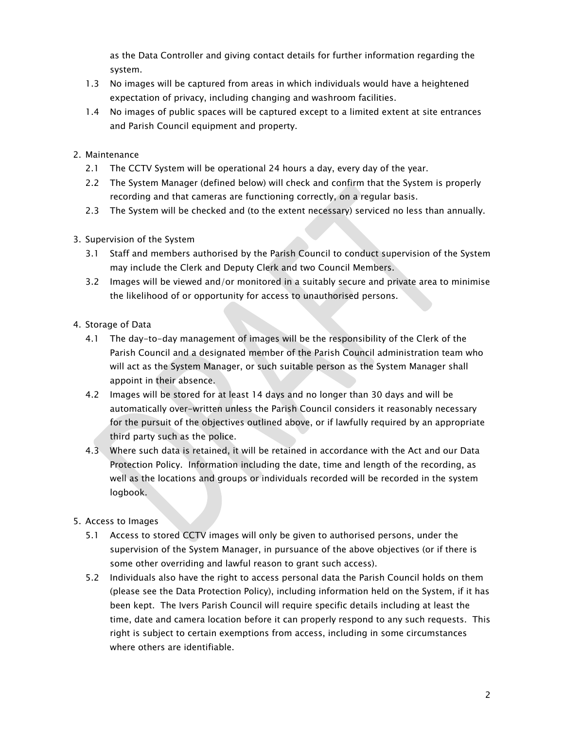as the Data Controller and giving contact details for further information regarding the system.

1.3 No images will be captured from areas in which individuals would have a heightened expectation of privacy, including changing and washroom facilities.

1.4 No images of public spaces will be captured except to a limited extent at site entrances and Parish Council equipment and property.

2. Maintenance

2.1 The CCTV System will be operational 24 hours a day, every day of the year.

2.2 The System Manager (defined below) will check and confirm that the System is properly recording and that cameras are functioning correctly, on a regular basis.

2.3 The System will be checked and (to the extent necessary) serviced no less than annually.

3. Supervision of the System

3.1 Staff and members authorised by the Parish Council to conduct supervision of the System may include the Clerk and Deputy Clerk and two Council Members.

3.2 Images will be viewed and/or monitored in a suitably secure and private area to minimise the likelihood of or opportunity for access to unauthorised persons.

4. Storage of Data

4.1 The day-to-day management of images will be the responsibility of the Clerk of the Parish Council and a designated member of the Parish Council administration team who will act as the System Manager, or such suitable person as the System Manager shall appoint in their absence.

4.2 Images will be stored for at least 14 days and no longer than 30 days and will be automatically over-written unless the Parish Council considers it reasonably necessary for the pursuit of the objectives outlined above, or if lawfully required by an appropriate third party such as the police.

4.3 Where such data is retained, it will be retained in accordance with the Act and our Data Protection Policy. Information including the date, time and length of the recording, as well as the locations and groups or individuals recorded will be recorded in the system logbook.

5. Access to Images

5.1 Access to stored CCTV images will only be given to authorised persons, under the supervision of the System Manager, in pursuance of the above objectives (or if there is some other overriding and lawful reason to grant such access).

5.2 Individuals also have the right to access personal data the Parish Council holds on them (please see the Data Protection Policy), including information held on the System, if it has been kept. The Ivers Parish Council will require specific details including at least the time, date and camera location before it can properly respond to any such requests. This right is subject to certain exemptions from access, including in some circumstances where others are identifiable.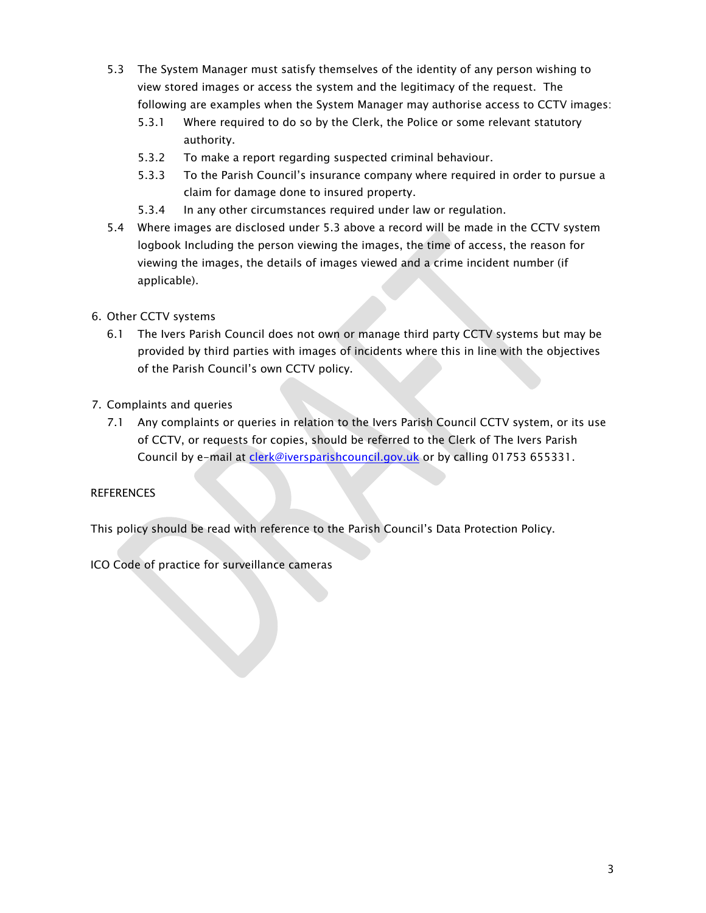5.3 The System Manager must satisfy themselves of the identity of any person wishing to view stored images or access the system and the legitimacy of the request. The following are examples when the System Manager may authorise access to CCTV images:

   5.3.1 Where required to do so by the Clerk, the Police or some relevant statutory authority.

   5.3.2 To make a report regarding suspected criminal behaviour.

   5.3.3 To the Parish Council's insurance company where required in order to pursue a claim for damage done to insured property.

   5.3.4 In any other circumstances required under law or regulation.

5.4 Where images are disclosed under 5.3 above a record will be made in the CCTV system logbook Including the person viewing the images, the time of access, the reason for viewing the images, the details of images viewed and a crime incident number (if applicable).

6. Other CCTV systems

   6.1 The Ivers Parish Council does not own or manage third party CCTV systems but may be provided by third parties with images of incidents where this in line with the objectives of the Parish Council's own CCTV policy.

7. Complaints and queries

   7.1 Any complaints or queries in relation to the Ivers Parish Council CCTV system, or its use of CCTV, or requests for copies, should be referred to the Clerk of The Ivers Parish Council by e-mail at clerk@iversparishcouncil.gov.uk or by calling 01753 655331.

REFERENCES

This policy should be read with reference to the Parish Council's Data Protection Policy.

ICO Code of practice for surveillance cameras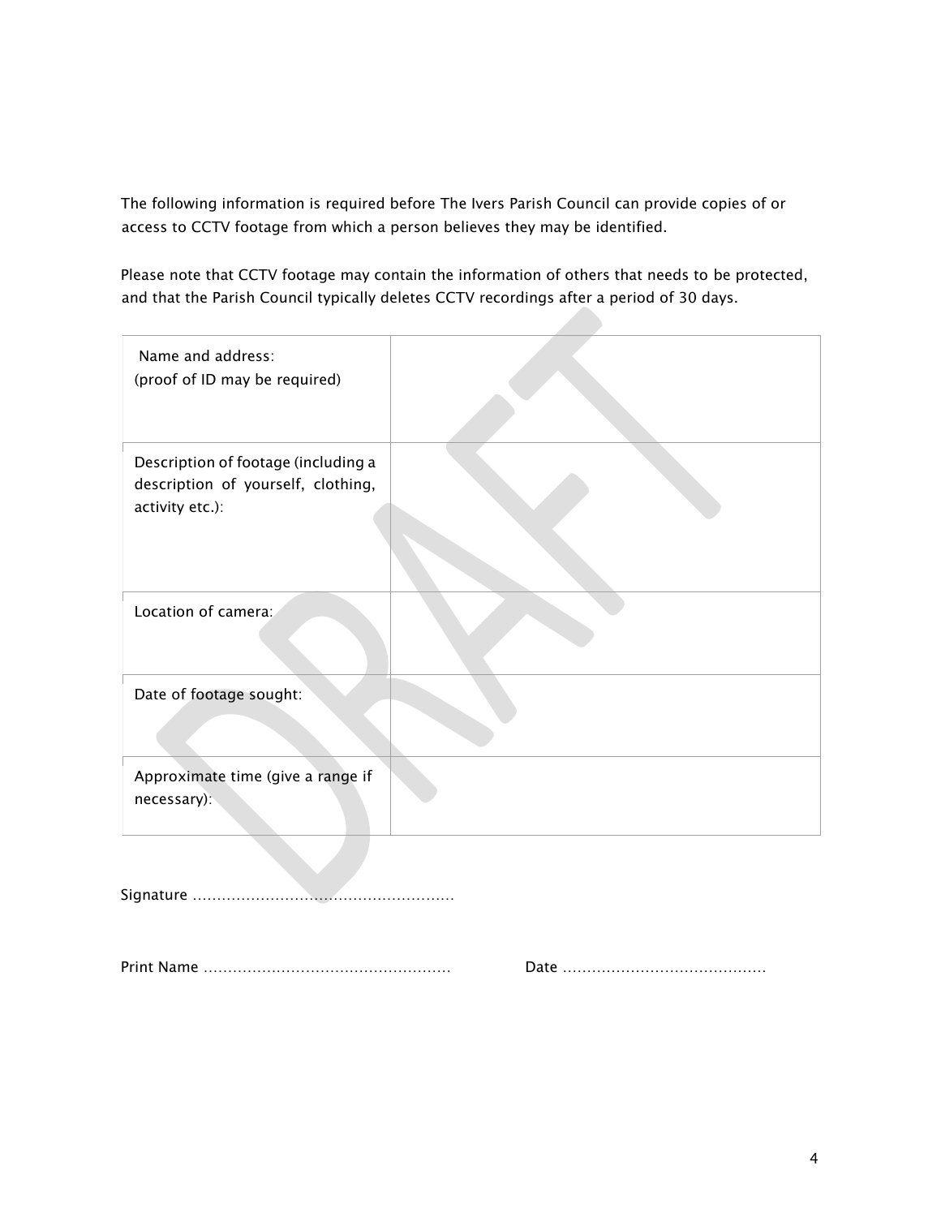The following information is required before The Ivers Parish Council can provide copies of or access to CCTV footage from which a person believes they may be identified.

Please note that CCTV footage may contain the information of others that needs to be protected, and that the Parish Council typically deletes CCTV recordings after a period of 30 days.

| | |
|---|---|
| Name and address:<br>(proof of ID may be required) | |
| Description of footage (including a description of yourself, clothing, activity etc.): | |
| Location of camera: | |
| Date of footage sought: | |
| Approximate time (give a range if necessary): | |

Signature ……………………………………………….

Print Name ……………………………………………  Date ……………………………………